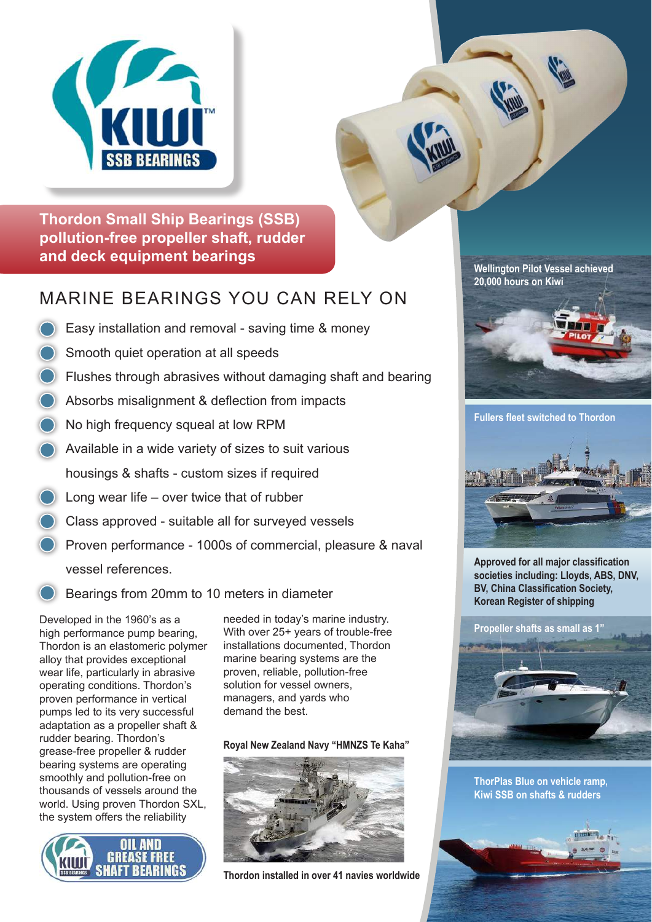KIWI™ SSB BEARINGS

**Thordon Small Ship Bearings (SSB) pollution-free propeller shaft, rudder and deck equipment bearings**

# MARINE BEARINGS YOU CAN RELY ON

- Easy installation and removal - saving time & money
- Smooth quiet operation at all speeds
- Flushes through abrasives without damaging shaft and bearing
- Absorbs misalignment & deflection from impacts
- No high frequency squeal at low RPM
- Available in a wide variety of sizes to suit various housings & shafts - custom sizes if required
- Long wear life – over twice that of rubber
- Class approved - suitable all for surveyed vessels
- Proven performance - 1000s of commercial, pleasure & naval vessel references.
- Bearings from 20mm to 10 meters in diameter

Developed in the 1960's as a high performance pump bearing, Thordon is an elastomeric polymer alloy that provides exceptional wear life, particularly in abrasive operating conditions. Thordon's proven performance in vertical pumps led to its very successful adaptation as a propeller shaft & rudder bearing. Thordon's grease-free propeller & rudder bearing systems are operating smoothly and pollution-free on thousands of vessels around the world. Using proven Thordon SXL, the system offers the reliability needed in today's marine industry. With over 25+ years of trouble-free installations documented, Thordon marine bearing systems are the proven, reliable, pollution-free solution for vessel owners, managers, and yards who demand the best.

KIWI SSB BEARINGS – OIL AND GREASE FREE SHAFT BEARINGS

**Royal New Zealand Navy "HMNZS Te Kaha"**

**Thordon installed in over 41 navies worldwide**

**Wellington Pilot Vessel achieved 20,000 hours on Kiwi**

**Fullers fleet switched to Thordon**

**Approved for all major classification societies including: Lloyds, ABS, DNV, BV, China Classification Society, Korean Register of shipping**

**Propeller shafts as small as 1"**

**ThorPlas Blue on vehicle ramp, Kiwi SSB on shafts & rudders**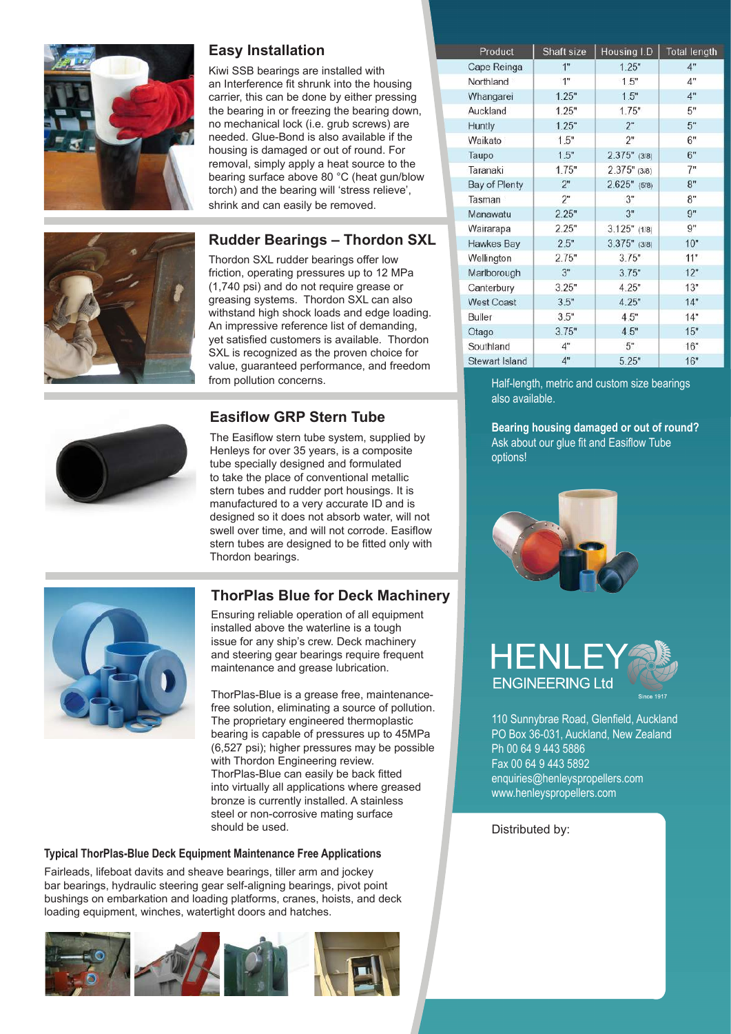## Easy Installation

Kiwi SSB bearings are installed with an Interference fit shrunk into the housing carrier, this can be done by either pressing the bearing in or freezing the bearing down, no mechanical lock (i.e. grub screws) are needed. Glue-Bond is also available if the housing is damaged or out of round. For removal, simply apply a heat source to the bearing surface above 80 °C (heat gun/blow torch) and the bearing will 'stress relieve', shrink and can easily be removed.

## Rudder Bearings – Thordon SXL

Thordon SXL rudder bearings offer low friction, operating pressures up to 12 MPa (1,740 psi) and do not require grease or greasing systems. Thordon SXL can also withstand high shock loads and edge loading. An impressive reference list of demanding, yet satisfied customers is available. Thordon SXL is recognized as the proven choice for value, guaranteed performance, and freedom from pollution concerns.

## Easiflow GRP Stern Tube

The Easiflow stern tube system, supplied by Henleys for over 35 years, is a composite tube specially designed and formulated to take the place of conventional metallic stern tubes and rudder port housings. It is manufactured to a very accurate ID and is designed so it does not absorb water, will not swell over time, and will not corrode. Easiflow stern tubes are designed to be fitted only with Thordon bearings.

## ThorPlas Blue for Deck Machinery

Ensuring reliable operation of all equipment installed above the waterline is a tough issue for any ship's crew. Deck machinery and steering gear bearings require frequent maintenance and grease lubrication.

ThorPlas-Blue is a grease free, maintenance-free solution, eliminating a source of pollution. The proprietary engineered thermoplastic bearing is capable of pressures up to 45MPa (6,527 psi); higher pressures may be possible with Thordon Engineering review. ThorPlas-Blue can easily be fitted into virtually all applications where greased bronze is currently installed. A stainless steel or non-corrosive mating surface should be used.

### Typical ThorPlas-Blue Deck Equipment Maintenance Free Applications

Fairleads, lifeboat davits and sheave bearings, tiller arm and jockey bar bearings, hydraulic steering gear self-aligning bearings, pivot point bushings on embarkation and loading platforms, cranes, hoists, and deck loading equipment, winches, watertight doors and hatches.

| Product | Shaft size | Housing I.D | Total length |
|---|---|---|---|
| Cape Reinga | 1" | 1.25" | 4" |
| Northland | 1" | 1.5" | 4" |
| Whangarei | 1.25" | 1.5" | 4" |
| Auckland | 1.25" | 1.75" | 5" |
| Huntly | 1.25" | 2" | 5" |
| Waikato | 1.5" | 2" | 6" |
| Taupo | 1.5" | 2.375" (3/8) | 6" |
| Taranaki | 1.75" | 2.375" (3/8) | 7" |
| Bay of Plenty | 2" | 2.625" (5/8) | 8" |
| Tasman | 2" | 3" | 8" |
| Manawatu | 2.25" | 3" | 9" |
| Wairarapa | 2.25" | 3.125" (1/8) | 9" |
| Hawkes Bay | 2.5" | 3.375" (3/8) | 10" |
| Wellington | 2.75" | 3.75" | 11" |
| Marlborough | 3" | 3.75" | 12" |
| Canterbury | 3.25" | 4.25" | 13" |
| West Coast | 3.5" | 4.25" | 14" |
| Buller | 3.5" | 4.5" | 14" |
| Otago | 3.75" | 4.5" | 15" |
| Southland | 4" | 5" | 16" |
| Stewart Island | 4" | 5.25" | 16" |

Half-length, metric and custom size bearings also available.

**Bearing housing damaged or out of round?**
Ask about our glue fit and Easiflow Tube options!

HENLEY ENGINEERING Ltd
Since 1917

110 Sunnybrae Road, Glenfield, Auckland
PO Box 36-031, Auckland, New Zealand
Ph 00 64 9 443 5886
Fax 00 64 9 443 5892
enquiries@henleyspropellers.com
www.henleyspropellers.com

Distributed by: